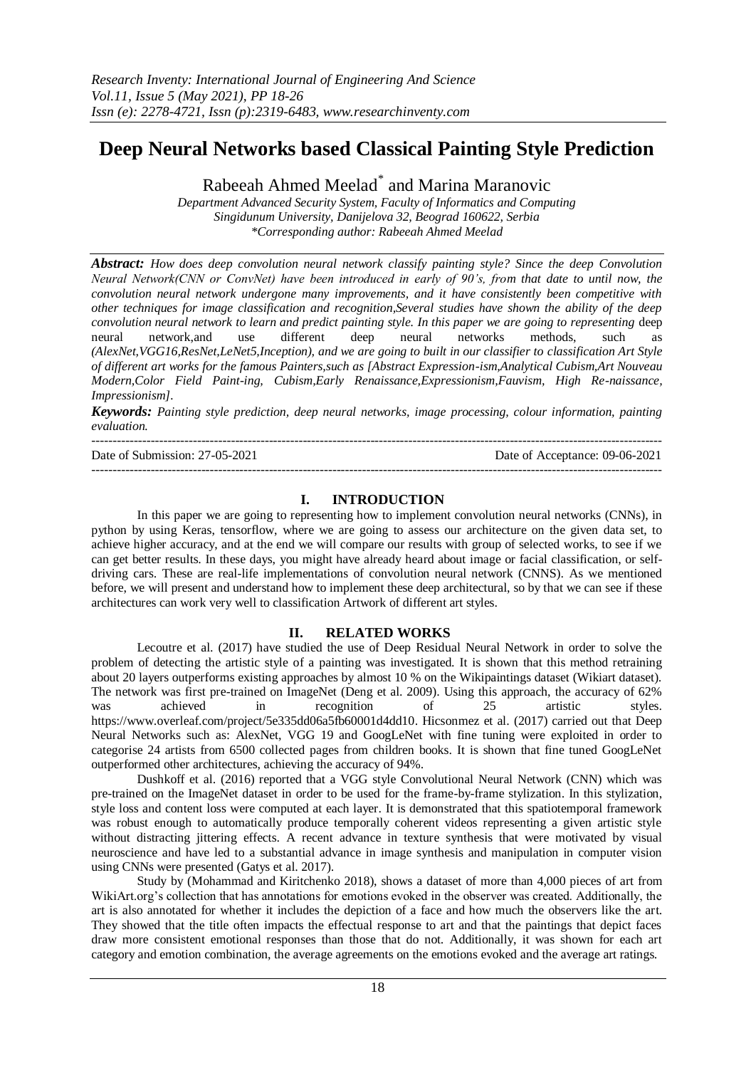# Deep Neural Networks based Classical Painting Style Prediction

Rabeeah Ahmed Meelad* and Marina Maranovic

*Department Advanced Security System, Faculty of Informatics and Computing*
*Singidunum University, Danijelova 32, Beograd 160622, Serbia*
*\*Corresponding author: Rabeeah Ahmed Meelad*

***Abstract:*** *How does deep convolution neural network classify painting style? Since the deep Convolution Neural Network(CNN or ConvNet) have been introduced in early of 90's, from that date to until now, the convolution neural network undergone many improvements, and it have consistently been competitive with other techniques for image classification and recognition,Several studies have shown the ability of the deep convolution neural network to learn and predict painting style. In this paper we are going to representing* deep neural network,and use different deep neural networks methods, such as *(AlexNet,VGG16,ResNet,LeNet5,Inception), and we are going to built in our classifier to classification Art Style of different art works for the famous Painters,such as [Abstract Expression-ism,Analytical Cubism,Art Nouveau Modern,Color Field Paint-ing, Cubism,Early Renaissance,Expressionism,Fauvism, High Re-naissance, Impressionism].*

***Keywords:*** *Painting style prediction, deep neural networks, image processing, colour information, painting evaluation.*

---

Date of Submission: 27-05-2021 Date of Acceptance: 09-06-2021

---

## I. INTRODUCTION

In this paper we are going to representing how to implement convolution neural networks (CNNs), in python by using Keras, tensorflow, where we are going to assess our architecture on the given data set, to achieve higher accuracy, and at the end we will compare our results with group of selected works, to see if we can get better results. In these days, you might have already heard about image or facial classification, or self-driving cars. These are real-life implementations of convolution neural network (CNNS). As we mentioned before, we will present and understand how to implement these deep architectural, so by that we can see if these architectures can work very well to classification Artwork of different art styles.

## II. RELATED WORKS

Lecoutre et al. (2017) have studied the use of Deep Residual Neural Network in order to solve the problem of detecting the artistic style of a painting was investigated. It is shown that this method retraining about 20 layers outperforms existing approaches by almost 10 % on the Wikipaintings dataset (Wikiart dataset). The network was first pre-trained on ImageNet (Deng et al. 2009). Using this approach, the accuracy of 62% was achieved in recognition of 25 artistic styles. https://www.overleaf.com/project/5e335dd06a5fb60001d4dd10. Hicsonmez et al. (2017) carried out that Deep Neural Networks such as: AlexNet, VGG 19 and GoogLeNet with fine tuning were exploited in order to categorise 24 artists from 6500 collected pages from children books. It is shown that fine tuned GoogLeNet outperformed other architectures, achieving the accuracy of 94%.

Dushkoff et al. (2016) reported that a VGG style Convolutional Neural Network (CNN) which was pre-trained on the ImageNet dataset in order to be used for the frame-by-frame stylization. In this stylization, style loss and content loss were computed at each layer. It is demonstrated that this spatiotemporal framework was robust enough to automatically produce temporally coherent videos representing a given artistic style without distracting jittering effects. A recent advance in texture synthesis that were motivated by visual neuroscience and have led to a substantial advance in image synthesis and manipulation in computer vision using CNNs were presented (Gatys et al. 2017).

Study by (Mohammad and Kiritchenko 2018), shows a dataset of more than 4,000 pieces of art from WikiArt.org's collection that has annotations for emotions evoked in the observer was created. Additionally, the art is also annotated for whether it includes the depiction of a face and how much the observers like the art. They showed that the title often impacts the effectual response to art and that the paintings that depict faces draw more consistent emotional responses than those that do not. Additionally, it was shown for each art category and emotion combination, the average agreements on the emotions evoked and the average art ratings.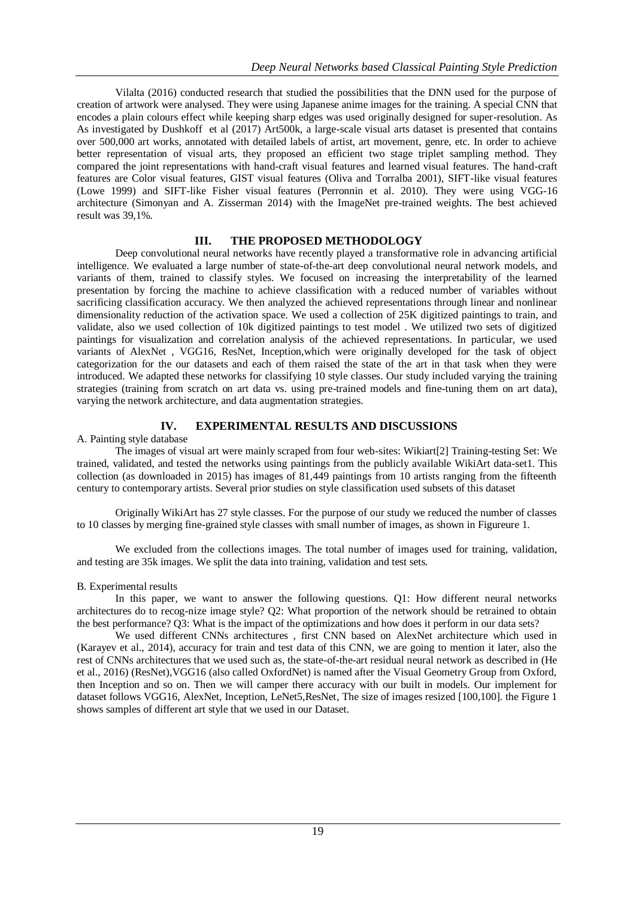Vilalta (2016) conducted research that studied the possibilities that the DNN used for the purpose of creation of artwork were analysed. They were using Japanese anime images for the training. A special CNN that encodes a plain colours effect while keeping sharp edges was used originally designed for super-resolution. As As investigated by Dushkoff et al (2017) Art500k, a large-scale visual arts dataset is presented that contains over 500,000 art works, annotated with detailed labels of artist, art movement, genre, etc. In order to achieve better representation of visual arts, they proposed an efficient two stage triplet sampling method. They compared the joint representations with hand-craft visual features and learned visual features. The hand-craft features are Color visual features, GIST visual features (Oliva and Torralba 2001), SIFT-like visual features (Lowe 1999) and SIFT-like Fisher visual features (Perronnin et al. 2010). They were using VGG-16 architecture (Simonyan and A. Zisserman 2014) with the ImageNet pre-trained weights. The best achieved result was 39,1%.

## III. THE PROPOSED METHODOLOGY

Deep convolutional neural networks have recently played a transformative role in advancing artificial intelligence. We evaluated a large number of state-of-the-art deep convolutional neural network models, and variants of them, trained to classify styles. We focused on increasing the interpretability of the learned presentation by forcing the machine to achieve classification with a reduced number of variables without sacrificing classification accuracy. We then analyzed the achieved representations through linear and nonlinear dimensionality reduction of the activation space. We used a collection of 25K digitized paintings to train, and validate, also we used collection of 10k digitized paintings to test model . We utilized two sets of digitized paintings for visualization and correlation analysis of the achieved representations. In particular, we used variants of AlexNet , VGG16, ResNet, Inception,which were originally developed for the task of object categorization for the our datasets and each of them raised the state of the art in that task when they were introduced. We adapted these networks for classifying 10 style classes. Our study included varying the training strategies (training from scratch on art data vs. using pre-trained models and fine-tuning them on art data), varying the network architecture, and data augmentation strategies.

## IV. EXPERIMENTAL RESULTS AND DISCUSSIONS

A. Painting style database

The images of visual art were mainly scraped from four web-sites: Wikiart[2] Training-testing Set: We trained, validated, and tested the networks using paintings from the publicly available WikiArt data-set1. This collection (as downloaded in 2015) has images of 81,449 paintings from 10 artists ranging from the fifteenth century to contemporary artists. Several prior studies on style classification used subsets of this dataset

Originally WikiArt has 27 style classes. For the purpose of our study we reduced the number of classes to 10 classes by merging fine-grained style classes with small number of images, as shown in Figureure 1.

We excluded from the collections images. The total number of images used for training, validation, and testing are 35k images. We split the data into training, validation and test sets.

B. Experimental results

In this paper, we want to answer the following questions. Q1: How different neural networks architectures do to recog-nize image style? Q2: What proportion of the network should be retrained to obtain the best performance? Q3: What is the impact of the optimizations and how does it perform in our data sets?

We used different CNNs architectures , first CNN based on AlexNet architecture which used in (Karayev et al., 2014), accuracy for train and test data of this CNN, we are going to mention it later, also the rest of CNNs architectures that we used such as, the state-of-the-art residual neural network as described in (He et al., 2016) (ResNet),VGG16 (also called OxfordNet) is named after the Visual Geometry Group from Oxford, then Inception and so on. Then we will camper there accuracy with our built in models. Our implement for dataset follows VGG16, AlexNet, Inception, LeNet5,ResNet, The size of images resized [100,100]. the Figure 1 shows samples of different art style that we used in our Dataset.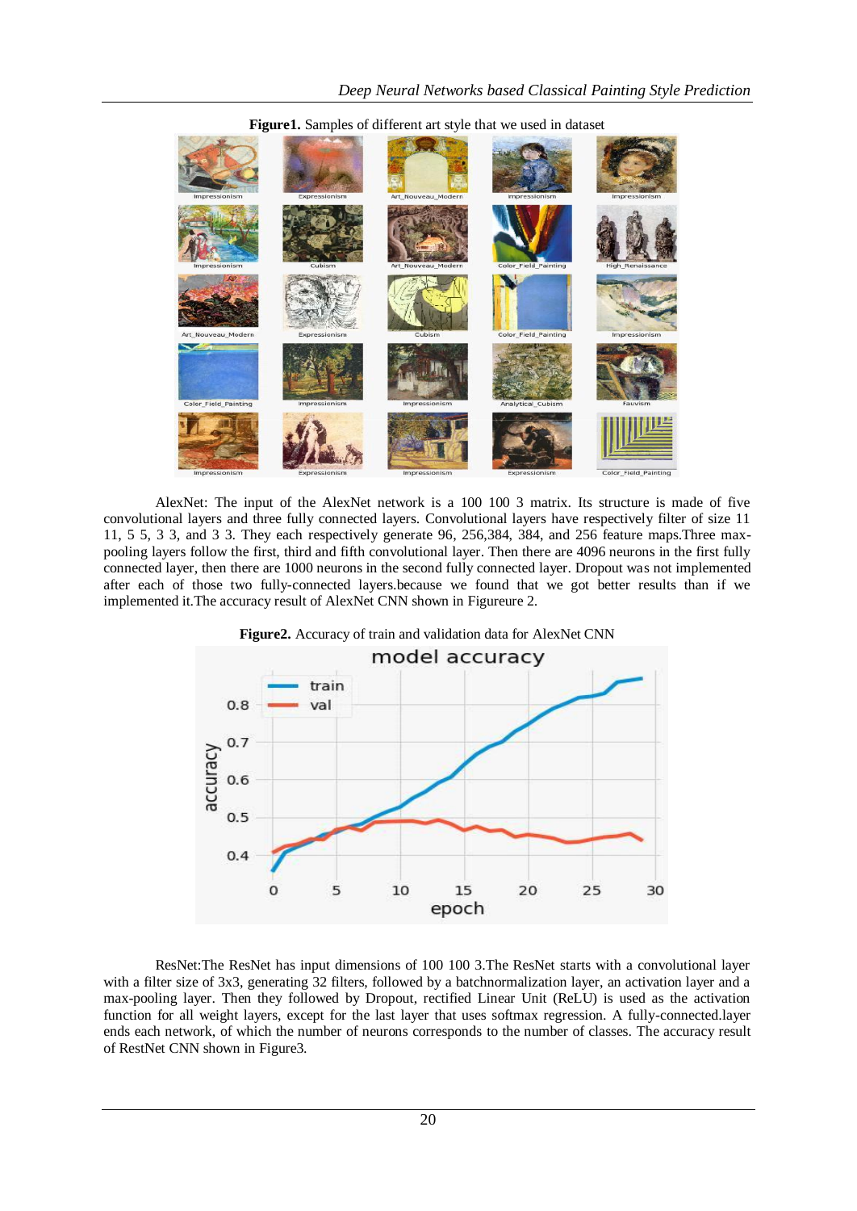**Figure1.** Samples of different art style that we used in dataset

Impressionism
Expressionism
Art_Nouveau_Modern
Impressionism
Impressionism
Impressionism
Cubism
Art_Nouveau_Modern
Color_Field_Painting
High_Renaissance
Art_Nouveau_Modern
Expressionism
Cubism
Color_Field_Painting
Impressionism
Color_Field_Painting
Impressionism
Impressionism
Analytical_Cubism
Fauvism
Impressionism
Expressionism
Impressionism
Expressionism
Color_Field_Painting

AlexNet: The input of the AlexNet network is a 100 100 3 matrix. Its structure is made of five convolutional layers and three fully connected layers. Convolutional layers have respectively filter of size 11 11, 5 5, 3 3, and 3 3. They each respectively generate 96, 256,384, 384, and 256 feature maps.Three max-pooling layers follow the first, third and fifth convolutional layer. Then there are 4096 neurons in the first fully connected layer, then there are 1000 neurons in the second fully connected layer. Dropout was not implemented after each of those two fully-connected layers.because we found that we got better results than if we implemented it.The accuracy result of AlexNet CNN shown in Figureure 2.

**Figure2.** Accuracy of train and validation data for AlexNet CNN

model accuracy

train
val

accuracy
0.4
0.5
0.6
0.7
0.8

epoch
0
5
10
15
20
25
30

ResNet:The ResNet has input dimensions of 100 100 3.The ResNet starts with a convolutional layer with a filter size of 3x3, generating 32 filters, followed by a batchnormalization layer, an activation layer and a max-pooling layer. Then they followed by Dropout, rectified Linear Unit (ReLU) is used as the activation function for all weight layers, except for the last layer that uses softmax regression. A fully-connected.layer ends each network, of which the number of neurons corresponds to the number of classes. The accuracy result of RestNet CNN shown in Figure3.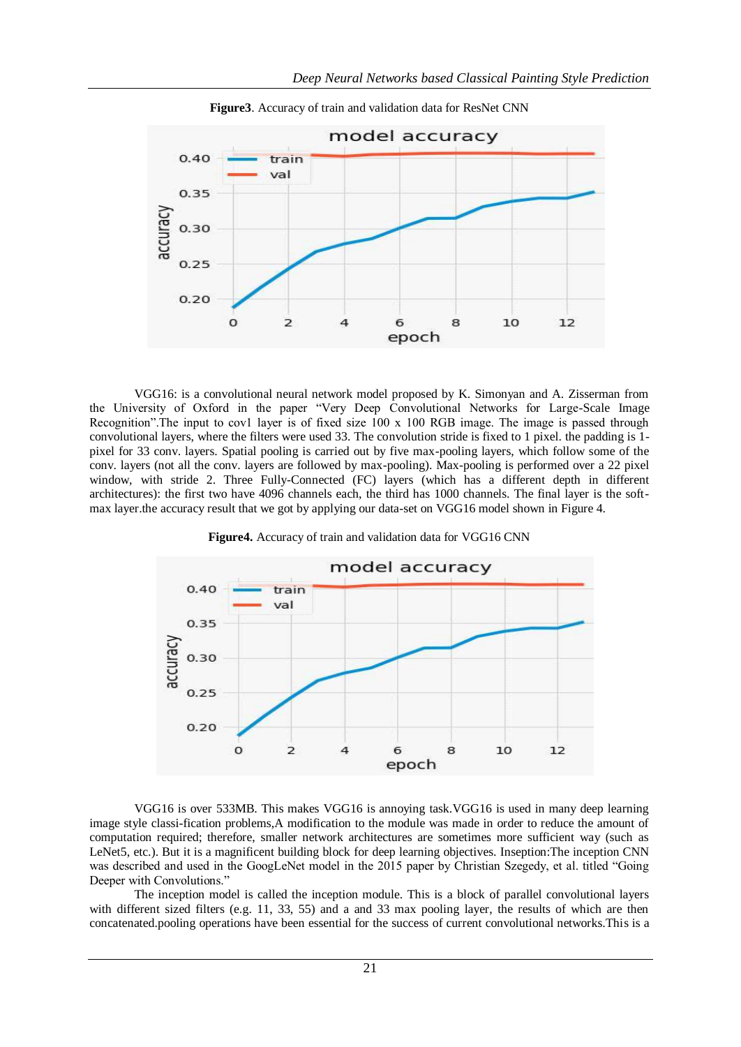**Figure3**. Accuracy of train and validation data for ResNet CNN

model accuracy

train
val

accuracy

0.40
0.35
0.30
0.25
0.20

0
2
4
6
8
10
12

epoch

VGG16: is a convolutional neural network model proposed by K. Simonyan and A. Zisserman from the University of Oxford in the paper "Very Deep Convolutional Networks for Large-Scale Image Recognition".The input to cov1 layer is of fixed size 100 x 100 RGB image. The image is passed through convolutional layers, where the filters were used 33. The convolution stride is fixed to 1 pixel. the padding is 1-pixel for 33 conv. layers. Spatial pooling is carried out by five max-pooling layers, which follow some of the conv. layers (not all the conv. layers are followed by max-pooling). Max-pooling is performed over a 22 pixel window, with stride 2. Three Fully-Connected (FC) layers (which has a different depth in different architectures): the first two have 4096 channels each, the third has 1000 channels. The final layer is the soft-max layer.the accuracy result that we got by applying our data-set on VGG16 model shown in Figure 4.

**Figure4.** Accuracy of train and validation data for VGG16 CNN

model accuracy

train
val

accuracy

0.40
0.35
0.30
0.25
0.20

0
2
4
6
8
10
12

epoch

VGG16 is over 533MB. This makes VGG16 is annoying task.VGG16 is used in many deep learning image style classi-fication problems,A modification to the module was made in order to reduce the amount of computation required; therefore, smaller network architectures are sometimes more sufficient way (such as LeNet5, etc.). But it is a magnificent building block for deep learning objectives. Inseption:The inception CNN was described and used in the GoogLeNet model in the 2015 paper by Christian Szegedy, et al. titled "Going Deeper with Convolutions."

The inception model is called the inception module. This is a block of parallel convolutional layers with different sized filters (e.g. 11, 33, 55) and a and 33 max pooling layer, the results of which are then concatenated.pooling operations have been essential for the success of current convolutional networks.This is a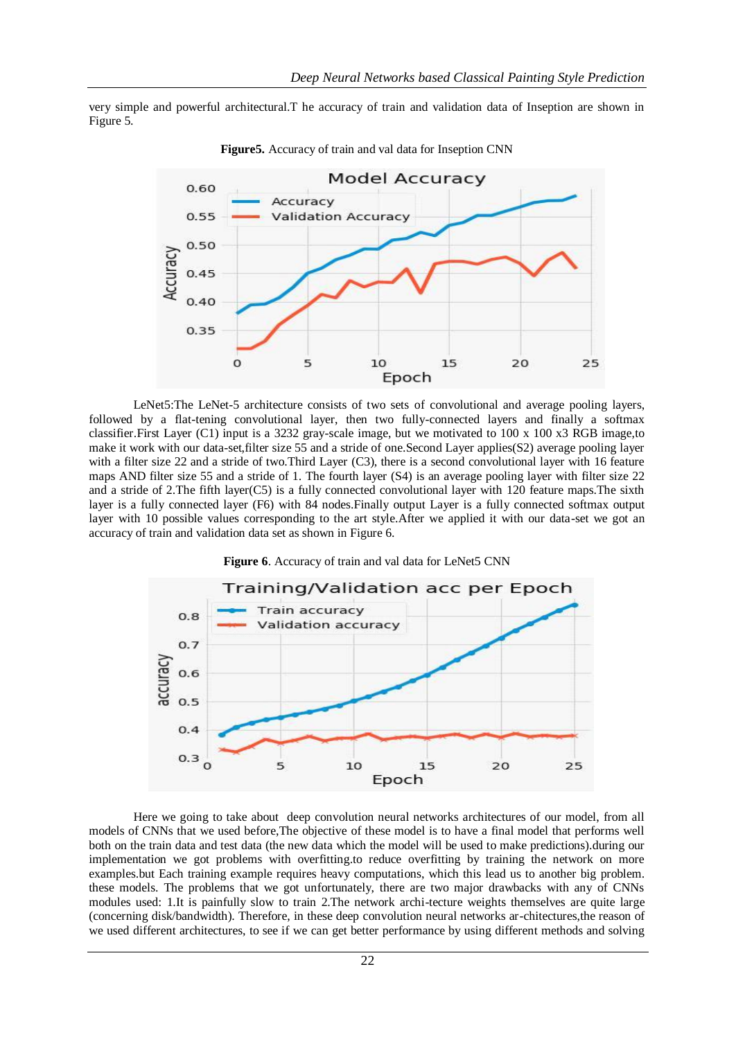very simple and powerful architectural.T he accuracy of train and validation data of Inseption are shown in Figure 5.

**Figure5.** Accuracy of train and val data for Inseption CNN

Model Accuracy

Accuracy

Validation Accuracy

0.60
0.55
0.50
0.45
0.40
0.35

0 5 10 15 20 25

Epoch

LeNet5:The LeNet-5 architecture consists of two sets of convolutional and average pooling layers, followed by a flat-tening convolutional layer, then two fully-connected layers and finally a softmax classifier.First Layer (C1) input is a 3232 gray-scale image, but we motivated to 100 x 100 x3 RGB image,to make it work with our data-set,filter size 55 and a stride of one.Second Layer applies(S2) average pooling layer with a filter size 22 and a stride of two.Third Layer (C3), there is a second convolutional layer with 16 feature maps AND filter size 55 and a stride of 1. The fourth layer (S4) is an average pooling layer with filter size 22 and a stride of 2.The fifth layer(C5) is a fully connected convolutional layer with 120 feature maps.The sixth layer is a fully connected layer (F6) with 84 nodes.Finally output Layer is a fully connected softmax output layer with 10 possible values corresponding to the art style.After we applied it with our data-set we got an accuracy of train and validation data set as shown in Figure 6.

**Figure 6**. Accuracy of train and val data for LeNet5 CNN

Training/Validation acc per Epoch

Train accuracy

Validation accuracy

accuracy

0.8
0.7
0.6
0.5
0.4
0.3

0 5 10 15 20 25

Epoch

Here we going to take about deep convolution neural networks architectures of our model, from all models of CNNs that we used before,The objective of these model is to have a final model that performs well both on the train data and test data (the new data which the model will be used to make predictions).during our implementation we got problems with overfitting.to reduce overfitting by training the network on more examples.but Each training example requires heavy computations, which this lead us to another big problem. these models. The problems that we got unfortunately, there are two major drawbacks with any of CNNs modules used: 1.It is painfully slow to train 2.The network archi-tecture weights themselves are quite large (concerning disk/bandwidth). Therefore, in these deep convolution neural networks ar-chitectures,the reason of we used different architectures, to see if we can get better performance by using different methods and solving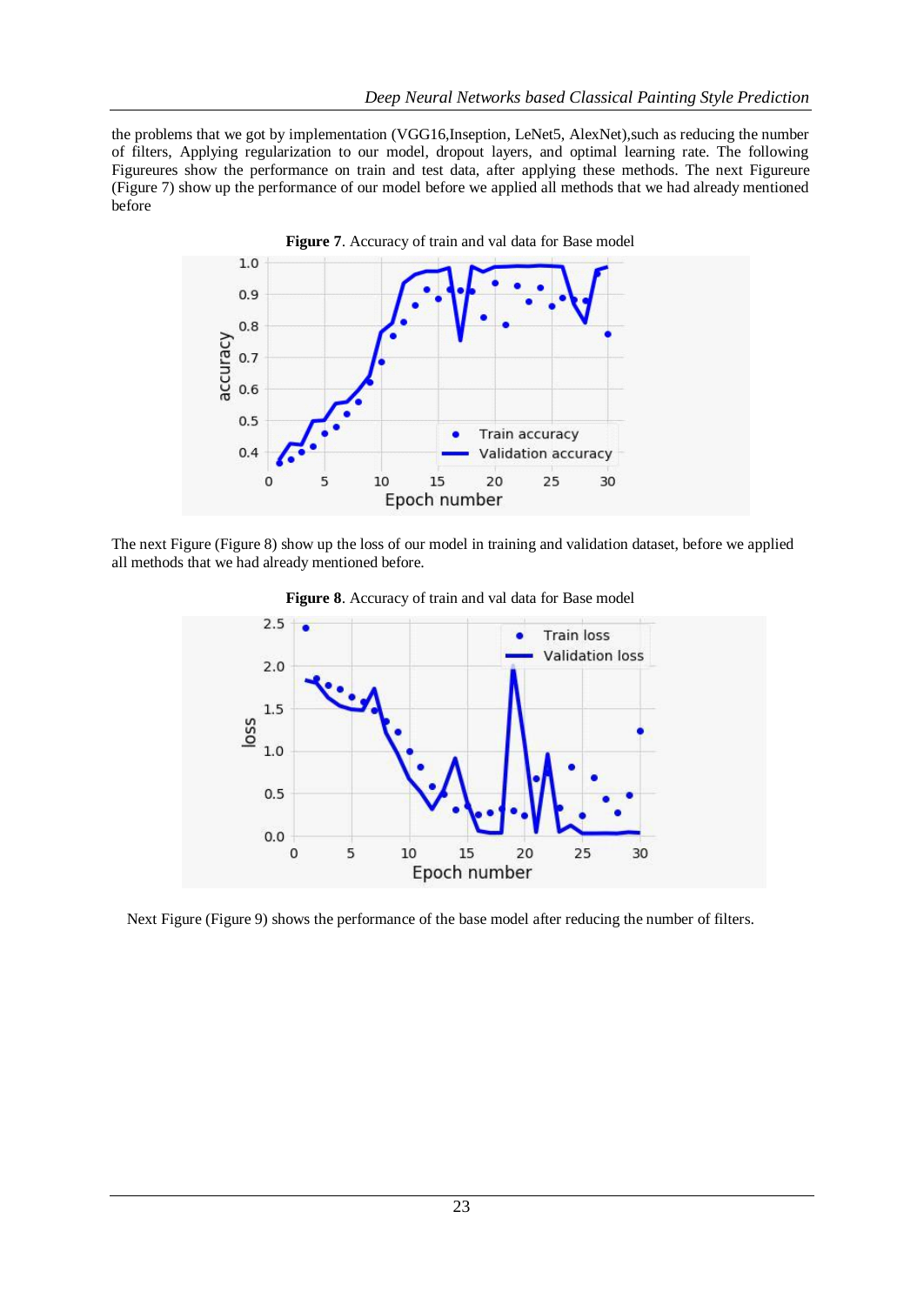the problems that we got by implementation (VGG16,Inseption, LeNet5, AlexNet),such as reducing the number of filters, Applying regularization to our model, dropout layers, and optimal learning rate. The following Figureures show the performance on train and test data, after applying these methods. The next Figureure (Figure 7) show up the performance of our model before we applied all methods that we had already mentioned before

**Figure 7**. Accuracy of train and val data for Base model

accuracy
1.0
0.9
0.8
0.7
0.6
0.5
0.4
0 5 10 15 20 25 30
Epoch number
Train accuracy
Validation accuracy

The next Figure (Figure 8) show up the loss of our model in training and validation dataset, before we applied all methods that we had already mentioned before.

**Figure 8**. Accuracy of train and val data for Base model

loss
2.5
2.0
1.5
1.0
0.5
0.0
0 5 10 15 20 25 30
Epoch number
Train loss
Validation loss

Next Figure (Figure 9) shows the performance of the base model after reducing the number of filters.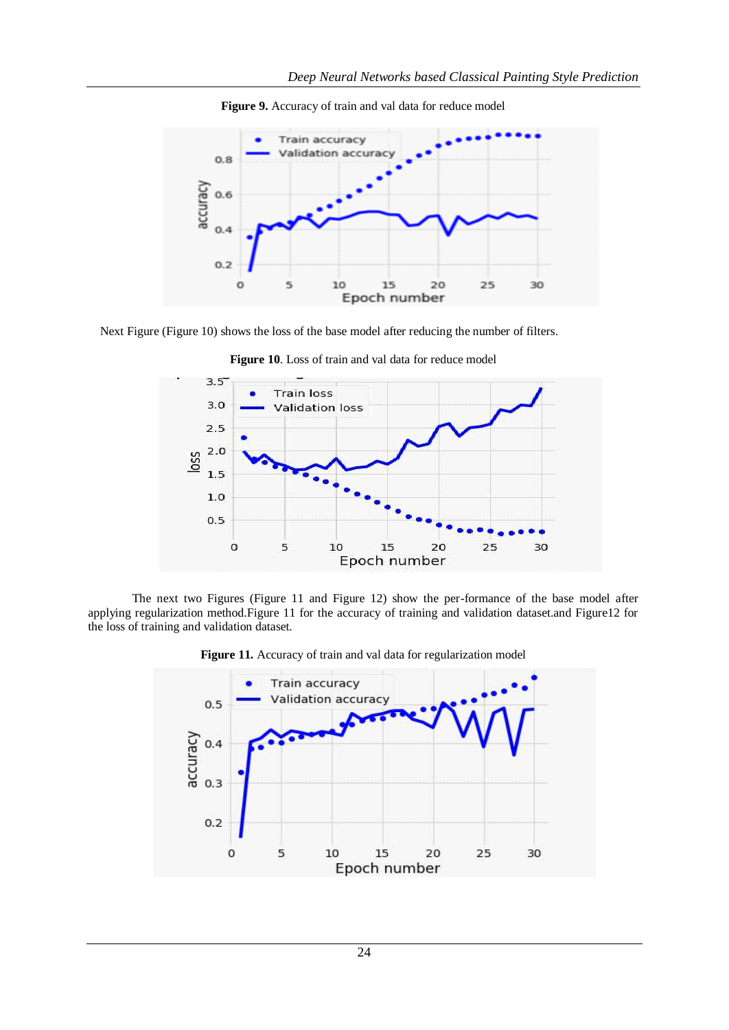**Figure 9.** Accuracy of train and val data for reduce model

Train accuracy
Validation accuracy
accuracy
0.8
0.6
0.4
0.2
0
5
10
15
20
25
30
Epoch number

Next Figure (Figure 10) shows the loss of the base model after reducing the number of filters.

**Figure 10**. Loss of train and val data for reduce model

Train loss
Validation loss
loss
3.5
3.0
2.5
2.0
1.5
1.0
0.5
0
5
10
15
20
25
30
Epoch number

The next two Figures (Figure 11 and Figure 12) show the per-formance of the base model after applying regularization method.Figure 11 for the accuracy of training and validation dataset.and Figure12 for the loss of training and validation dataset.

**Figure 11.** Accuracy of train and val data for regularization model

Train accuracy
Validation accuracy
accuracy
0.5
0.4
0.3
0.2
0
5
10
15
20
25
30
Epoch number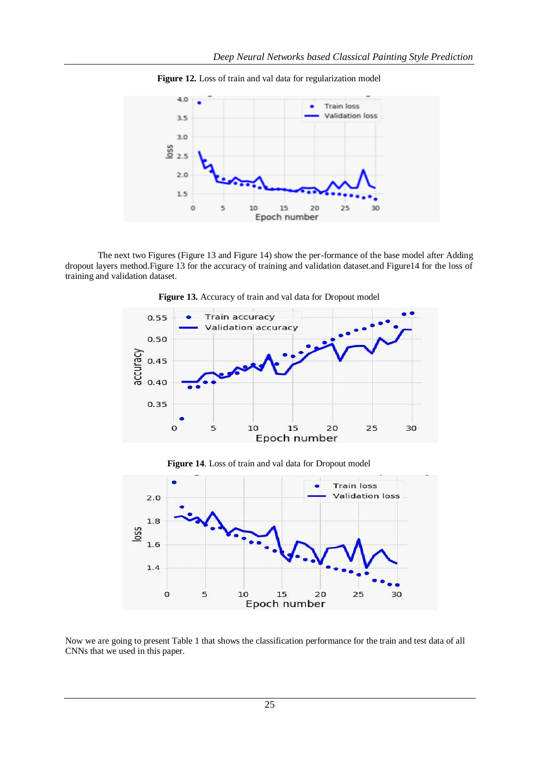**Figure 12.** Loss of train and val data for regularization model

loss
4.0
3.5
3.0
2.5
2.0
1.5
0 5 10 15 20 25 30
Epoch number
Train loss
Validation loss

The next two Figures (Figure 13 and Figure 14) show the per-formance of the base model after Adding dropout layers method.Figure 13 for the accuracy of training and validation dataset.and Figure14 for the loss of training and validation dataset.

**Figure 13.** Accuracy of train and val data for Dropout model

accuracy
0.55
0.50
0.45
0.40
0.35
0 5 10 15 20 25 30
Epoch number
Train accuracy
Validation accuracy

**Figure 14**. Loss of train and val data for Dropout model

loss
2.0
1.8
1.6
1.4
0 5 10 15 20 25 30
Epoch number
Train loss
Validation loss

Now we are going to present Table 1 that shows the classification performance for the train and test data of all CNNs that we used in this paper.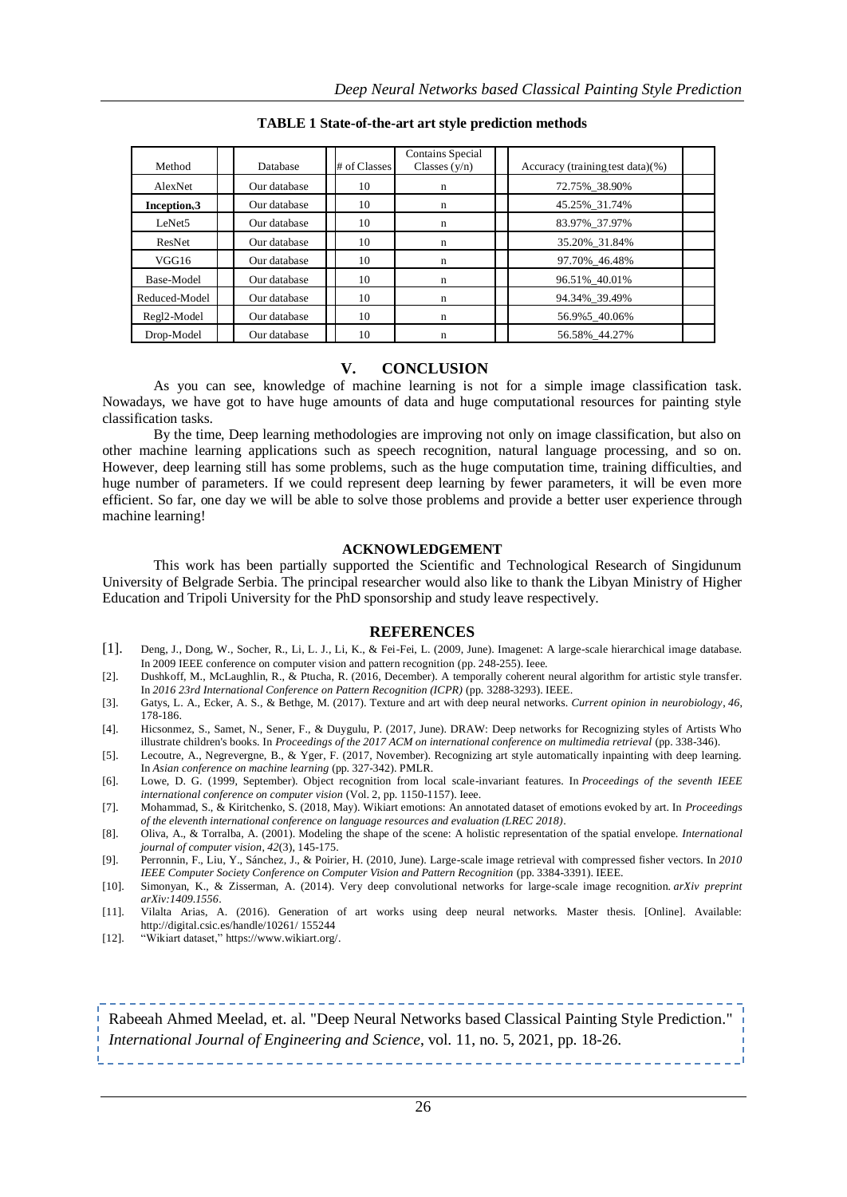**TABLE 1 State-of-the-art art style prediction methods**

| Method | Database | # of Classes | Contains Special Classes (y/n) | Accuracy (training test data)(%) |
|---|---|---|---|---|
| AlexNet | Our database | 10 | n | 72.75%_38.90% |
| **Inception,3** | Our database | 10 | n | 45.25%_31.74% |
| LeNet5 | Our database | 10 | n | 83.97%_37.97% |
| ResNet | Our database | 10 | n | 35.20%_31.84% |
| VGG16 | Our database | 10 | n | 97.70%_46.48% |
| Base-Model | Our database | 10 | n | 96.51%_40.01% |
| Reduced-Model | Our database | 10 | n | 94.34%_39.49% |
| Regl2-Model | Our database | 10 | n | 56.9%5_40.06% |
| Drop-Model | Our database | 10 | n | 56.58%_44.27% |

## V. CONCLUSION

As you can see, knowledge of machine learning is not for a simple image classification task. Nowadays, we have got to have huge amounts of data and huge computational resources for painting style classification tasks.

By the time, Deep learning methodologies are improving not only on image classification, but also on other machine learning applications such as speech recognition, natural language processing, and so on. However, deep learning still has some problems, such as the huge computation time, training difficulties, and huge number of parameters. If we could represent deep learning by fewer parameters, it will be even more efficient. So far, one day we will be able to solve those problems and provide a better user experience through machine learning!

## ACKNOWLEDGEMENT

This work has been partially supported the Scientific and Technological Research of Singidunum University of Belgrade Serbia. The principal researcher would also like to thank the Libyan Ministry of Higher Education and Tripoli University for the PhD sponsorship and study leave respectively.

## REFERENCES

[1]. Deng, J., Dong, W., Socher, R., Li, L. J., Li, K., & Fei-Fei, L. (2009, June). Imagenet: A large-scale hierarchical image database. In 2009 IEEE conference on computer vision and pattern recognition (pp. 248-255). Ieee.

[2]. Dushkoff, M., McLaughlin, R., & Ptucha, R. (2016, December). A temporally coherent neural algorithm for artistic style transfer. In *2016 23rd International Conference on Pattern Recognition (ICPR)* (pp. 3288-3293). IEEE.

[3]. Gatys, L. A., Ecker, A. S., & Bethge, M. (2017). Texture and art with deep neural networks. *Current opinion in neurobiology*, *46*, 178-186.

[4]. Hicsonmez, S., Samet, N., Sener, F., & Duygulu, P. (2017, June). DRAW: Deep networks for Recognizing styles of Artists Who illustrate children's books. In *Proceedings of the 2017 ACM on international conference on multimedia retrieval* (pp. 338-346).

[5]. Lecoutre, A., Negrevergne, B., & Yger, F. (2017, November). Recognizing art style automatically inpainting with deep learning. In *Asian conference on machine learning* (pp. 327-342). PMLR.

[6]. Lowe, D. G. (1999, September). Object recognition from local scale-invariant features. In *Proceedings of the seventh IEEE international conference on computer vision* (Vol. 2, pp. 1150-1157). Ieee.

[7]. Mohammad, S., & Kiritchenko, S. (2018, May). Wikiart emotions: An annotated dataset of emotions evoked by art. In *Proceedings of the eleventh international conference on language resources and evaluation (LREC 2018)*.

[8]. Oliva, A., & Torralba, A. (2001). Modeling the shape of the scene: A holistic representation of the spatial envelope. *International journal of computer vision*, *42*(3), 145-175.

[9]. Perronnin, F., Liu, Y., Sánchez, J., & Poirier, H. (2010, June). Large-scale image retrieval with compressed fisher vectors. In *2010 IEEE Computer Society Conference on Computer Vision and Pattern Recognition* (pp. 3384-3391). IEEE.

[10]. Simonyan, K., & Zisserman, A. (2014). Very deep convolutional networks for large-scale image recognition. *arXiv preprint arXiv:1409.1556*.

[11]. Vilalta Arias, A. (2016). Generation of art works using deep neural networks. Master thesis. [Online]. Available: http://digital.csic.es/handle/10261/ 155244

[12]. "Wikiart dataset," https://www.wikiart.org/.

Rabeeah Ahmed Meelad, et. al. "Deep Neural Networks based Classical Painting Style Prediction." *International Journal of Engineering and Science*, vol. 11, no. 5, 2021, pp. 18-26.